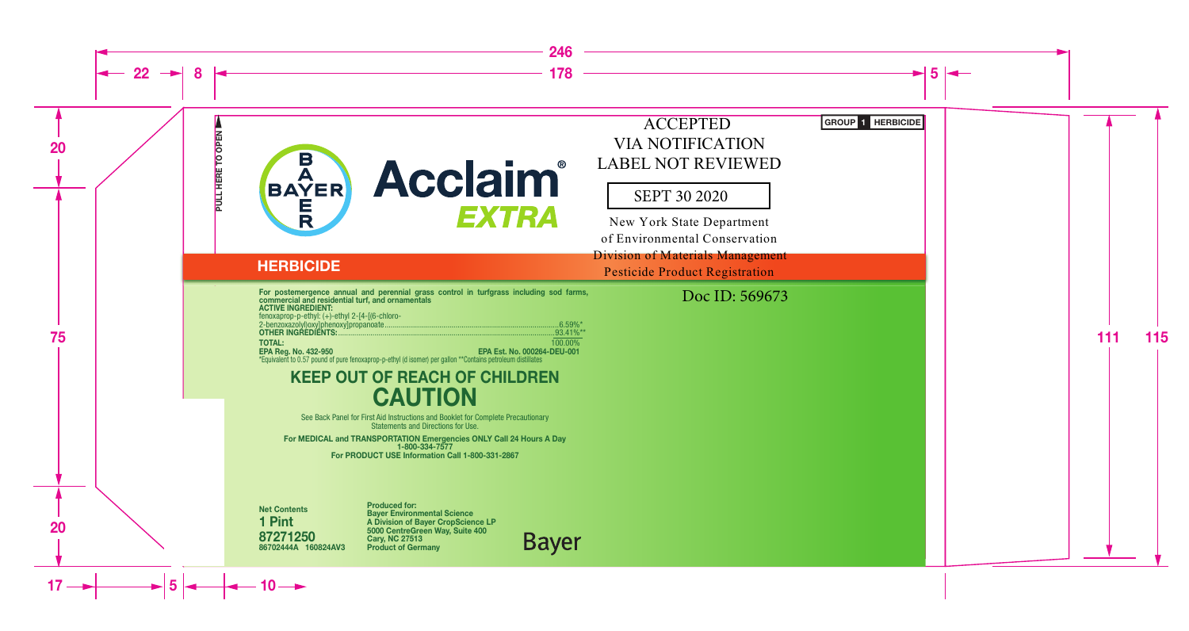PULL HERE TO OPEN

BAYER

# Acclaim® EXTRA

ACCEPTED
VIA NOTIFICATION
LABEL NOT REVIEWED

SEPT 30 2020

New York State Department
of Environmental Conservation
Division of Materials Management
Pesticide Product Registration

Doc ID: 569673

GROUP 1 HERBICIDE

## HERBICIDE

**For postemergence annual and perennial grass control in turfgrass including sod farms, commercial and residential turf, and ornamentals**

**ACTIVE INGREDIENT:**
fenoxaprop-p-ethyl: (+)-ethyl 2-[4-[(6-chloro-2-benzoxazolyl)oxy]phenoxy]propanoate........................................6.59%*
**OTHER INGREDIENTS:**........................................93.41%**
**TOTAL:** 100.00%

**EPA Reg. No. 432-950** **EPA Est. No. 000264-DEU-001**

*Equivalent to 0.57 pound of pure fenoxaprop-p-ethyl (d isomer) per gallon **Contains petroleum distillates

## KEEP OUT OF REACH OF CHILDREN
## CAUTION

See Back Panel for First Aid Instructions and Booklet for Complete Precautionary Statements and Directions for Use.

**For MEDICAL and TRANSPORTATION Emergencies ONLY Call 24 Hours A Day 1-800-334-7577**
**For PRODUCT USE Information Call 1-800-331-2867**

**Net Contents**
**1 Pint**
**87271250**
**86702444A 160824AV3**

**Produced for:**
**Bayer Environmental Science**
**A Division of Bayer CropScience LP**
**5000 CentreGreen Way, Suite 400**
**Cary, NC 27513**
**Product of Germany**

Bayer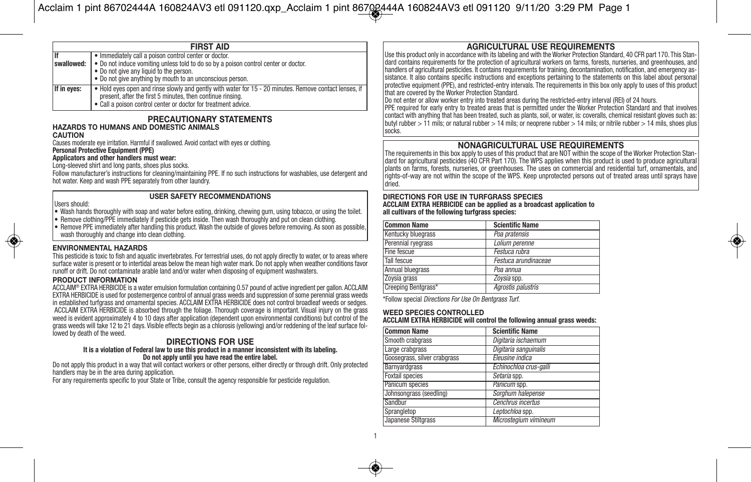## FIRST AID

| | |
|---|---|
| **If swallowed:** | • Immediately call a poison control center or doctor.<br>• Do not induce vomiting unless told to do so by a poison control center or doctor.<br>• Do not give any liquid to the person.<br>• Do not give anything by mouth to an unconscious person. |
| **If in eyes:** | • Hold eyes open and rinse slowly and gently with water for 15 - 20 minutes. Remove contact lenses, if present, after the first 5 minutes, then continue rinsing.<br>• Call a poison control center or doctor for treatment advice. |

## PRECAUTIONARY STATEMENTS

### HAZARDS TO HUMANS AND DOMESTIC ANIMALS

**CAUTION**

Causes moderate eye irritation. Harmful if swallowed. Avoid contact with eyes or clothing.

**Personal Protective Equipment (PPE)**

**Applicators and other handlers must wear:**

Long-sleeved shirt and long pants, shoes plus socks.

Follow manufacturer's instructions for cleaning/maintaining PPE. If no such instructions for washables, use detergent and hot water. Keep and wash PPE separately from other laundry.

### USER SAFETY RECOMMENDATIONS

Users should:

- Wash hands thoroughly with soap and water before eating, drinking, chewing gum, using tobacco, or using the toilet.
- Remove clothing/PPE immediately if pesticide gets inside. Then wash thoroughly and put on clean clothing.
- Remove PPE immediately after handling this product. Wash the outside of gloves before removing. As soon as possible, wash thoroughly and change into clean clothing.

### ENVIRONMENTAL HAZARDS

This pesticide is toxic to fish and aquatic invertebrates. For terrestrial uses, do not apply directly to water, or to areas where surface water is present or to intertidal areas below the mean high water mark. Do not apply when weather conditions favor runoff or drift. Do not contaminate arable land and/or water when disposing of equipment washwaters.

### PRODUCT INFORMATION

ACCLAIM® EXTRA HERBICIDE is a water emulsion formulation containing 0.57 pound of active ingredient per gallon. ACCLAIM EXTRA HERBICIDE is used for postemergence control of annual grass weeds and suppression of some perennial grass weeds in established turfgrass and ornamental species. ACCLAIM EXTRA HERBICIDE does not control broadleaf weeds or sedges. ACCLAIM EXTRA HERBICIDE is absorbed through the foliage. Thorough coverage is important. Visual injury on the grass weed is evident approximately 4 to 10 days after application (dependent upon environmental conditions) but control of the grass weeds will take 12 to 21 days. Visible effects begin as a chlorosis (yellowing) and/or reddening of the leaf surface followed by death of the weed.

## DIRECTIONS FOR USE

**It is a violation of Federal law to use this product in a manner inconsistent with its labeling.**

**Do not apply until you have read the entire label.**

Do not apply this product in a way that will contact workers or other persons, either directly or through drift. Only protected handlers may be in the area during application.

For any requirements specific to your State or Tribe, consult the agency responsible for pesticide regulation.

### AGRICULTURAL USE REQUIREMENTS

Use this product only in accordance with its labeling and with the Worker Protection Standard, 40 CFR part 170. This Standard contains requirements for the protection of agricultural workers on farms, forests, nurseries, and greenhouses, and handlers of agricultural pesticides. It contains requirements for training, decontamination, notification, and emergency assistance. It also contains specific instructions and exceptions pertaining to the statements on this label about personal protective equipment (PPE), and restricted-entry intervals. The requirements in this box only apply to uses of this product that are covered by the Worker Protection Standard.

Do not enter or allow worker entry into treated areas during the restricted-entry interval (REI) of 24 hours.

PPE required for early entry to treated areas that is permitted under the Worker Protection Standard and that involves contact with anything that has been treated, such as plants, soil, or water, is: coveralls, chemical resistant gloves such as: butyl rubber > 11 mils; or natural rubber > 14 mils; or neoprene rubber > 14 mils; or nitrile rubber > 14 mils, shoes plus socks.

### NONAGRICULTURAL USE REQUIREMENTS

The requirements in this box apply to uses of this product that are NOT within the scope of the Worker Protection Standard for agricultural pesticides (40 CFR Part 170). The WPS applies when this product is used to produce agricultural plants on farms, forests, nurseries, or greenhouses. The uses on commercial and residential turf, ornamentals, and rights-of-way are not within the scope of the WPS. Keep unprotected persons out of treated areas until sprays have dried.

### DIRECTIONS FOR USE IN TURFGRASS SPECIES

**ACCLAIM EXTRA HERBICIDE can be applied as a broadcast application to all cultivars of the following turfgrass species:**

| Common Name | Scientific Name |
|---|---|
| Kentucky bluegrass | *Poa pratensis* |
| Perennial ryegrass | *Lolium perenne* |
| Fine fescue | *Festuca rubra* |
| Tall fescue | *Festuca arundinaceae* |
| Annual bluegrass | *Poa annua* |
| Zoysia grass | *Zoysia* spp. |
| Creeping Bentgrass* | *Agrostis palustris* |

*Follow special *Directions For Use On Bentgrass Turf.*

### WEED SPECIES CONTROLLED

**ACCLAIM EXTRA HERBICIDE will control the following annual grass weeds:**

| Common Name | Scientific Name |
|---|---|
| Smooth crabgrass | *Digitaria ischaemum* |
| Large crabgrass | *Digitaria sanguinalis* |
| Goosegrass, silver crabgrass | *Eleusine indica* |
| Barnyardgrass | *Echinochloa crus-galli* |
| Foxtail species | *Setaria* spp. |
| Panicum species | *Panicum* spp. |
| Johnsongrass (seedling) | *Sorghum halepense* |
| Sandbur | *Cenchrus incertus* |
| Sprangletop | *Leptochloa* spp. |
| Japanese Stiltgrass | *Microstegium vimineum* |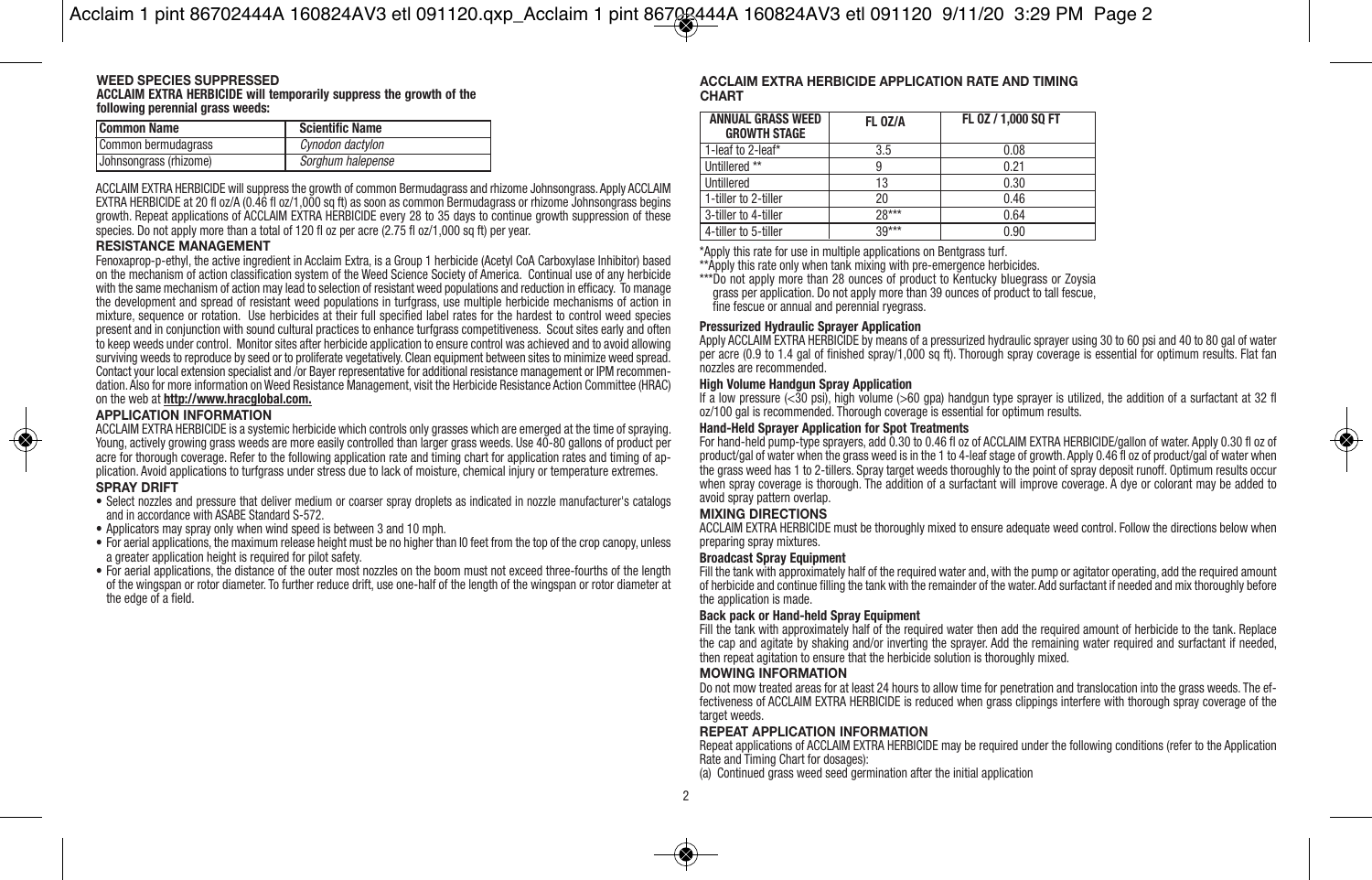## WEED SPECIES SUPPRESSED

**ACCLAIM EXTRA HERBICIDE will temporarily suppress the growth of the following perennial grass weeds:**

| Common Name | Scientific Name |
|---|---|
| Common bermudagrass | *Cynodon dactylon* |
| Johnsongrass (rhizome) | *Sorghum halepense* |

ACCLAIM EXTRA HERBICIDE will suppress the growth of common Bermudagrass and rhizome Johnsongrass. Apply ACCLAIM EXTRA HERBICIDE at 20 fl oz/A (0.46 fl oz/1,000 sq ft) as soon as common Bermudagrass or rhizome Johnsongrass begins growth. Repeat applications of ACCLAIM EXTRA HERBICIDE every 28 to 35 days to continue growth suppression of these species. Do not apply more than a total of 120 fl oz per acre (2.75 fl oz/1,000 sq ft) per year.

### RESISTANCE MANAGEMENT

Fenoxaprop-p-ethyl, the active ingredient in Acclaim Extra, is a Group 1 herbicide (Acetyl CoA Carboxylase Inhibitor) based on the mechanism of action classification system of the Weed Science Society of America. Continual use of any herbicide with the same mechanism of action may lead to selection of resistant weed populations and reduction in efficacy. To manage the development and spread of resistant weed populations in turfgrass, use multiple herbicide mechanisms of action in mixture, sequence or rotation. Use herbicides at their full specified label rates for the hardest to control weed species present and in conjunction with sound cultural practices to enhance turfgrass competitiveness. Scout sites early and often to keep weeds under control. Monitor sites after herbicide application to ensure control was achieved and to avoid allowing surviving weeds to reproduce by seed or to proliferate vegetatively. Clean equipment between sites to minimize weed spread. Contact your local extension specialist and /or Bayer representative for additional resistance management or IPM recommendation. Also for more information on Weed Resistance Management, visit the Herbicide Resistance Action Committee (HRAC) on the web at **http://www.hracglobal.com.**

### APPLICATION INFORMATION

ACCLAIM EXTRA HERBICIDE is a systemic herbicide which controls only grasses which are emerged at the time of spraying. Young, actively growing grass weeds are more easily controlled than larger grass weeds. Use 40-80 gallons of product per acre for thorough coverage. Refer to the following application rate and timing chart for application rates and timing of application. Avoid applications to turfgrass under stress due to lack of moisture, chemical injury or temperature extremes.

### SPRAY DRIFT

- Select nozzles and pressure that deliver medium or coarser spray droplets as indicated in nozzle manufacturer's catalogs and in accordance with ASABE Standard S-572.
- Applicators may spray only when wind speed is between 3 and 10 mph.
- For aerial applications, the maximum release height must be no higher than l0 feet from the top of the crop canopy, unless a greater application height is required for pilot safety.
- For aerial applications, the distance of the outer most nozzles on the boom must not exceed three-fourths of the length of the wingspan or rotor diameter. To further reduce drift, use one-half of the length of the wingspan or rotor diameter at the edge of a field.

### ACCLAIM EXTRA HERBICIDE APPLICATION RATE AND TIMING CHART

| ANNUAL GRASS WEED GROWTH STAGE | FL OZ/A | FL OZ / 1,000 SQ FT |
|---|---|---|
| 1-leaf to 2-leaf* | 3.5 | 0.08 |
| Untillered ** | 9 | 0.21 |
| Untillered | 13 | 0.30 |
| 1-tiller to 2-tiller | 20 | 0.46 |
| 3-tiller to 4-tiller | 28*** | 0.64 |
| 4-tiller to 5-tiller | 39*** | 0.90 |

*Apply this rate for use in multiple applications on Bentgrass turf.

**Apply this rate only when tank mixing with pre-emergence herbicides.

***Do not apply more than 28 ounces of product to Kentucky bluegrass or Zoysia grass per application. Do not apply more than 39 ounces of product to tall fescue, fine fescue or annual and perennial ryegrass.

#### Pressurized Hydraulic Sprayer Application

Apply ACCLAIM EXTRA HERBICIDE by means of a pressurized hydraulic sprayer using 30 to 60 psi and 40 to 80 gal of water per acre (0.9 to 1.4 gal of finished spray/1,000 sq ft). Thorough spray coverage is essential for optimum results. Flat fan nozzles are recommended.

#### High Volume Handgun Spray Application

If a low pressure (<30 psi), high volume (>60 gpa) handgun type sprayer is utilized, the addition of a surfactant at 32 fl oz/100 gal is recommended. Thorough coverage is essential for optimum results.

#### Hand-Held Sprayer Application for Spot Treatments

For hand-held pump-type sprayers, add 0.30 to 0.46 fl oz of ACCLAIM EXTRA HERBICIDE/gallon of water. Apply 0.30 fl oz of product/gal of water when the grass weed is in the 1 to 4-leaf stage of growth. Apply 0.46 fl oz of product/gal of water when the grass weed has 1 to 2-tillers. Spray target weeds thoroughly to the point of spray deposit runoff. Optimum results occur when spray coverage is thorough. The addition of a surfactant will improve coverage. A dye or colorant may be added to avoid spray pattern overlap.

### MIXING DIRECTIONS

ACCLAIM EXTRA HERBICIDE must be thoroughly mixed to ensure adequate weed control. Follow the directions below when preparing spray mixtures.

#### Broadcast Spray Equipment

Fill the tank with approximately half of the required water and, with the pump or agitator operating, add the required amount of herbicide and continue filling the tank with the remainder of the water. Add surfactant if needed and mix thoroughly before the application is made.

#### Back pack or Hand-held Spray Equipment

Fill the tank with approximately half of the required water then add the required amount of herbicide to the tank. Replace the cap and agitate by shaking and/or inverting the sprayer. Add the remaining water required and surfactant if needed, then repeat agitation to ensure that the herbicide solution is thoroughly mixed.

### MOWING INFORMATION

Do not mow treated areas for at least 24 hours to allow time for penetration and translocation into the grass weeds. The effectiveness of ACCLAIM EXTRA HERBICIDE is reduced when grass clippings interfere with thorough spray coverage of the target weeds.

### REPEAT APPLICATION INFORMATION

Repeat applications of ACCLAIM EXTRA HERBICIDE may be required under the following conditions (refer to the Application Rate and Timing Chart for dosages):

(a) Continued grass weed seed germination after the initial application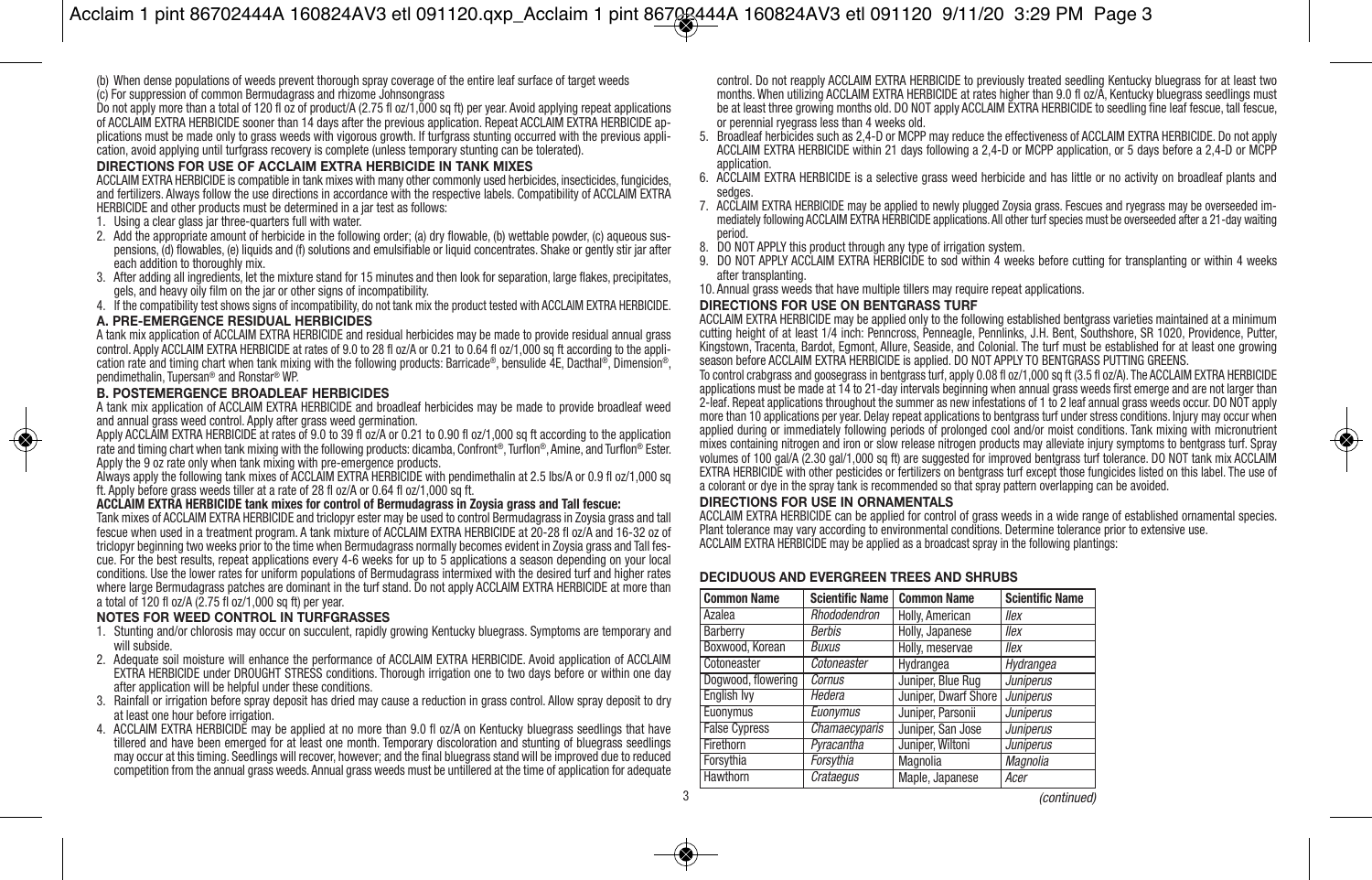(b) When dense populations of weeds prevent thorough spray coverage of the entire leaf surface of target weeds
(c) For suppression of common Bermudagrass and rhizome Johnsongrass

Do not apply more than a total of 120 fl oz of product/A (2.75 fl oz/1,000 sq ft) per year. Avoid applying repeat applications of ACCLAIM EXTRA HERBICIDE sooner than 14 days after the previous application. Repeat ACCLAIM EXTRA HERBICIDE applications must be made only to grass weeds with vigorous growth. If turfgrass stunting occurred with the previous application, avoid applying until turfgrass recovery is complete (unless temporary stunting can be tolerated).

### DIRECTIONS FOR USE OF ACCLAIM EXTRA HERBICIDE IN TANK MIXES

ACCLAIM EXTRA HERBICIDE is compatible in tank mixes with many other commonly used herbicides, insecticides, fungicides, and fertilizers. Always follow the use directions in accordance with the respective labels. Compatibility of ACCLAIM EXTRA HERBICIDE and other products must be determined in a jar test as follows:

1. Using a clear glass jar three-quarters full with water.
2. Add the appropriate amount of herbicide in the following order; (a) dry flowable, (b) wettable powder, (c) aqueous suspensions, (d) flowables, (e) liquids and (f) solutions and emulsifiable or liquid concentrates. Shake or gently stir jar after each addition to thoroughly mix.
3. After adding all ingredients, let the mixture stand for 15 minutes and then look for separation, large flakes, precipitates, gels, and heavy oily film on the jar or other signs of incompatibility.
4. If the compatibility test shows signs of incompatibility, do not tank mix the product tested with ACCLAIM EXTRA HERBICIDE.

#### A. PRE-EMERGENCE RESIDUAL HERBICIDES

A tank mix application of ACCLAIM EXTRA HERBICIDE and residual herbicides may be made to provide residual annual grass control. Apply ACCLAIM EXTRA HERBICIDE at rates of 9.0 to 28 fl oz/A or 0.21 to 0.64 fl oz/1,000 sq ft according to the application rate and timing chart when tank mixing with the following products: Barricade®, bensulide 4E, Dacthal®, Dimension®, pendimethalin, Tupersan® and Ronstar® WP.

#### B. POSTEMERGENCE BROADLEAF HERBICIDES

A tank mix application of ACCLAIM EXTRA HERBICIDE and broadleaf herbicides may be made to provide broadleaf weed and annual grass weed control. Apply after grass weed germination.

Apply ACCLAIM EXTRA HERBICIDE at rates of 9.0 to 39 fl oz/A or 0.21 to 0.90 fl oz/1,000 sq ft according to the application rate and timing chart when tank mixing with the following products: dicamba, Confront®, Turflon®, Amine, and Turflon® Ester. Apply the 9 oz rate only when tank mixing with pre-emergence products.

Always apply the following tank mixes of ACCLAIM EXTRA HERBICIDE with pendimethalin at 2.5 lbs/A or 0.9 fl oz/1,000 sq ft. Apply before grass weeds tiller at a rate of 28 fl oz/A or 0.64 fl oz/1,000 sq ft.

**ACCLAIM EXTRA HERBICIDE tank mixes for control of Bermudagrass in Zoysia grass and Tall fescue:**

Tank mixes of ACCLAIM EXTRA HERBICIDE and triclopyr ester may be used to control Bermudagrass in Zoysia grass and tall fescue when used in a treatment program. A tank mixture of ACCLAIM EXTRA HERBICIDE at 20-28 fl oz/A and 16-32 oz of triclopyr beginning two weeks prior to the time when Bermudagrass normally becomes evident in Zoysia grass and Tall fescue. For the best results, repeat applications every 4-6 weeks for up to 5 applications a season depending on your local conditions. Use the lower rates for uniform populations of Bermudagrass intermixed with the desired turf and higher rates where large Bermudagrass patches are dominant in the turf stand. Do not apply ACCLAIM EXTRA HERBICIDE at more than a total of 120 fl oz/A (2.75 fl oz/1,000 sq ft) per year.

### NOTES FOR WEED CONTROL IN TURFGRASSES

1. Stunting and/or chlorosis may occur on succulent, rapidly growing Kentucky bluegrass. Symptoms are temporary and will subside.
2. Adequate soil moisture will enhance the performance of ACCLAIM EXTRA HERBICIDE. Avoid application of ACCLAIM EXTRA HERBICIDE under DROUGHT STRESS conditions. Thorough irrigation one to two days before or within one day after application will be helpful under these conditions.
3. Rainfall or irrigation before spray deposit has dried may cause a reduction in grass control. Allow spray deposit to dry at least one hour before irrigation.
4. ACCLAIM EXTRA HERBICIDE may be applied at no more than 9.0 fl oz/A on Kentucky bluegrass seedlings that have tillered and have been emerged for at least one month. Temporary discoloration and stunting of bluegrass seedlings may occur at this timing. Seedlings will recover, however; and the final bluegrass stand will be improved due to reduced competition from the annual grass weeds. Annual grass weeds must be untillered at the time of application for adequate control. Do not reapply ACCLAIM EXTRA HERBICIDE to previously treated seedling Kentucky bluegrass for at least two months. When utilizing ACCLAIM EXTRA HERBICIDE at rates higher than 9.0 fl oz/A, Kentucky bluegrass seedlings must be at least three growing months old. DO NOT apply ACCLAIM EXTRA HERBICIDE to seedling fine leaf fescue, tall fescue, or perennial ryegrass less than 4 weeks old.
5. Broadleaf herbicides such as 2,4-D or MCPP may reduce the effectiveness of ACCLAIM EXTRA HERBICIDE. Do not apply ACCLAIM EXTRA HERBICIDE within 21 days following a 2,4-D or MCPP application, or 5 days before a 2,4-D or MCPP application.
6. ACCLAIM EXTRA HERBICIDE is a selective grass weed herbicide and has little or no activity on broadleaf plants and sedges.
7. ACCLAIM EXTRA HERBICIDE may be applied to newly plugged Zoysia grass. Fescues and ryegrass may be overseeded immediately following ACCLAIM EXTRA HERBICIDE applications. All other turf species must be overseeded after a 21-day waiting period.
8. DO NOT APPLY this product through any type of irrigation system.
9. DO NOT APPLY ACCLAIM EXTRA HERBICIDE to sod within 4 weeks before cutting for transplanting or within 4 weeks after transplanting.
10. Annual grass weeds that have multiple tillers may require repeat applications.

### DIRECTIONS FOR USE ON BENTGRASS TURF

ACCLAIM EXTRA HERBICIDE may be applied only to the following established bentgrass varieties maintained at a minimum cutting height of at least 1/4 inch: Penncross, Penneagle, Pennlinks, J.H. Bent, Southshore, SR 1020, Providence, Putter, Kingstown, Tracenta, Bardot, Egmont, Allure, Seaside, and Colonial. The turf must be established for at least one growing season before ACCLAIM EXTRA HERBICIDE is applied. DO NOT APPLY TO BENTGRASS PUTTING GREENS.

To control crabgrass and goosegrass in bentgrass turf, apply 0.08 fl oz/1,000 sq ft (3.5 fl oz/A). The ACCLAIM EXTRA HERBICIDE applications must be made at 14 to 21-day intervals beginning when annual grass weeds first emerge and are not larger than 2-leaf. Repeat applications throughout the summer as new infestations of 1 to 2 leaf annual grass weeds occur. DO NOT apply more than 10 applications per year. Delay repeat applications to bentgrass turf under stress conditions. Injury may occur when applied during or immediately following periods of prolonged cool and/or moist conditions. Tank mixing with micronutrient mixes containing nitrogen and iron or slow release nitrogen products may alleviate injury symptoms to bentgrass turf. Spray volumes of 100 gal/A (2.30 gal/1,000 sq ft) are suggested for improved bentgrass turf tolerance. DO NOT tank mix ACCLAIM EXTRA HERBICIDE with other pesticides or fertilizers on bentgrass turf except those fungicides listed on this label. The use of a colorant or dye in the spray tank is recommended so that spray pattern overlapping can be avoided.

### DIRECTIONS FOR USE IN ORNAMENTALS

ACCLAIM EXTRA HERBICIDE can be applied for control of grass weeds in a wide range of established ornamental species. Plant tolerance may vary according to environmental conditions. Determine tolerance prior to extensive use.

ACCLAIM EXTRA HERBICIDE may be applied as a broadcast spray in the following plantings:

#### DECIDUOUS AND EVERGREEN TREES AND SHRUBS

| Common Name | Scientific Name | Common Name | Scientific Name |
|---|---|---|---|
| Azalea | *Rhododendron* | Holly, American | *Ilex* |
| Barberry | *Berbis* | Holly, Japanese | *Ilex* |
| Boxwood, Korean | *Buxus* | Holly, meservae | *Ilex* |
| Cotoneaster | *Cotoneaster* | Hydrangea | *Hydrangea* |
| Dogwood, flowering | *Cornus* | Juniper, Blue Rug | *Juniperus* |
| English Ivy | *Hedera* | Juniper, Dwarf Shore | *Juniperus* |
| Euonymus | *Euonymus* | Juniper, Parsonii | *Juniperus* |
| False Cypress | *Chamaecyparis* | Juniper, San Jose | *Juniperus* |
| Firethorn | *Pyracantha* | Juniper, Wiltoni | *Juniperus* |
| Forsythia | *Forsythia* | Magnolia | *Magnolia* |
| Hawthorn | *Crataegus* | Maple, Japanese | *Acer* |

*(continued)*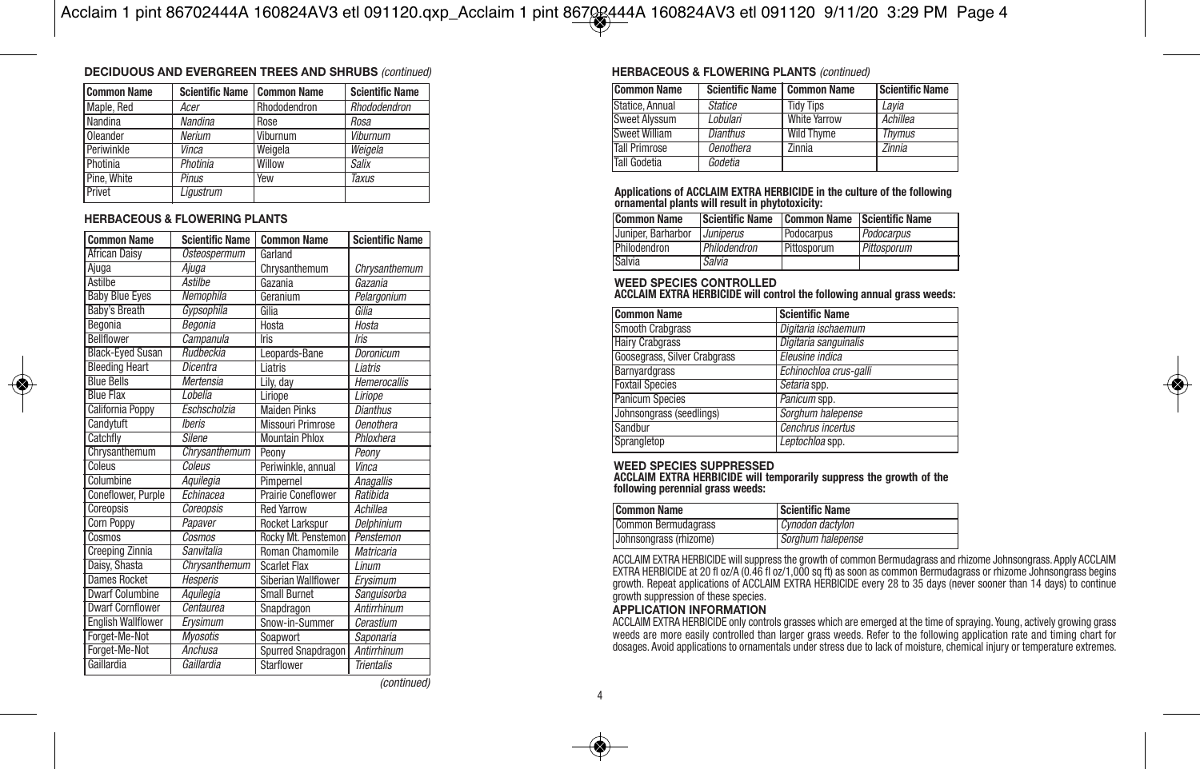### DECIDUOUS AND EVERGREEN TREES AND SHRUBS *(continued)*

| Common Name | Scientific Name | Common Name | Scientific Name |
|---|---|---|---|
| Maple, Red | *Acer* | Rhododendron | *Rhododendron* |
| Nandina | *Nandina* | Rose | *Rosa* |
| Oleander | *Nerium* | Viburnum | *Viburnum* |
| Periwinkle | *Vinca* | Weigela | *Weigela* |
| Photinia | *Photinia* | Willow | *Salix* |
| Pine, White | *Pinus* | Yew | *Taxus* |
| Privet | *Ligustrum* | | |

### HERBACEOUS & FLOWERING PLANTS

| Common Name | Scientific Name | Common Name | Scientific Name |
|---|---|---|---|
| African Daisy | *Osteospermum* | Garland Chrysanthemum | *Chrysanthemum* |
| Ajuga | *Ajuga* | | |
| Astilbe | *Astilbe* | Gazania | *Gazania* |
| Baby Blue Eyes | *Nemophila* | Geranium | *Pelargonium* |
| Baby's Breath | *Gypsophila* | Gilia | *Gilia* |
| Begonia | *Begonia* | Hosta | *Hosta* |
| Bellflower | *Campanula* | Iris | *Iris* |
| Black-Eyed Susan | *Rudbeckia* | Leopards-Bane | *Doronicum* |
| Bleeding Heart | *Dicentra* | Liatris | *Liatris* |
| Blue Bells | *Mertensia* | Lily, day | *Hemerocallis* |
| Blue Flax | *Lobelia* | Liriope | *Liriope* |
| California Poppy | *Eschscholzia* | Maiden Pinks | *Dianthus* |
| Candytuft | *Iberis* | Missouri Primrose | *Oenothera* |
| Catchfly | *Silene* | Mountain Phlox | *Phloxhera* |
| Chrysanthemum | *Chrysanthemum* | Peony | *Peony* |
| Coleus | *Coleus* | Periwinkle, annual | *Vinca* |
| Columbine | *Aquilegia* | Pimpernel | *Anagallis* |
| Coneflower, Purple | *Echinacea* | Prairie Coneflower | *Ratibida* |
| Coreopsis | *Coreopsis* | Red Yarrow | *Achillea* |
| Corn Poppy | *Papaver* | Rocket Larkspur | *Delphinium* |
| Cosmos | *Cosmos* | Rocky Mt. Penstemon | *Penstemon* |
| Creeping Zinnia | *Sanvitalia* | Roman Chamomile | *Matricaria* |
| Daisy, Shasta | *Chrysanthemum* | Scarlet Flax | *Linum* |
| Dames Rocket | *Hesperis* | Siberian Wallflower | *Erysimum* |
| Dwarf Columbine | *Aquilegia* | Small Burnet | *Sanguisorba* |
| Dwarf Cornflower | *Centaurea* | Snapdragon | *Antirrhinum* |
| English Wallflower | *Erysimum* | Snow-in-Summer | *Cerastium* |
| Forget-Me-Not | *Myosotis* | Soapwort | *Saponaria* |
| Forget-Me-Not | *Anchusa* | Spurred Snapdragon | *Antirrhinum* |
| Gaillardia | *Gaillardia* | Starflower | *Trientalis* |

*(continued)*

### HERBACEOUS & FLOWERING PLANTS *(continued)*

| Common Name | Scientific Name | Common Name | Scientific Name |
|---|---|---|---|
| Statice, Annual | *Statice* | Tidy Tips | *Layia* |
| Sweet Alyssum | *Lobulari* | White Yarrow | *Achillea* |
| Sweet William | *Dianthus* | Wild Thyme | *Thymus* |
| Tall Primrose | *Oenothera* | Zinnia | *Zinnia* |
| Tall Godetia | *Godetia* | | |

**Applications of ACCLAIM EXTRA HERBICIDE in the culture of the following ornamental plants will result in phytotoxicity:**

| Common Name | Scientific Name | Common Name | Scientific Name |
|---|---|---|---|
| Juniper, Barharbor | *Juniperus* | Podocarpus | *Podocarpus* |
| Philodendron | *Philodendron* | Pittosporum | *Pittosporum* |
| Salvia | *Salvia* | | |

### WEED SPECIES CONTROLLED

**ACCLAIM EXTRA HERBICIDE will control the following annual grass weeds:**

| Common Name | Scientific Name |
|---|---|
| Smooth Crabgrass | *Digitaria ischaemum* |
| Hairy Crabgrass | *Digitaria sanguinalis* |
| Goosegrass, Silver Crabgrass | *Eleusine indica* |
| Barnyardgrass | *Echinochloa crus-galli* |
| Foxtail Species | *Setaria* spp. |
| Panicum Species | *Panicum* spp. |
| Johnsongrass (seedlings) | *Sorghum halepense* |
| Sandbur | *Cenchrus incertus* |
| Sprangletop | *Leptochloa* spp. |

### WEED SPECIES SUPPRESSED

**ACCLAIM EXTRA HERBICIDE will temporarily suppress the growth of the following perennial grass weeds:**

| Common Name | Scientific Name |
|---|---|
| Common Bermudagrass | *Cynodon dactylon* |
| Johnsongrass (rhizome) | *Sorghum halepense* |

ACCLAIM EXTRA HERBICIDE will suppress the growth of common Bermudagrass and rhizome Johnsongrass. Apply ACCLAIM EXTRA HERBICIDE at 20 fl oz/A (0.46 fl oz/1,000 sq ft) as soon as common Bermudagrass or rhizome Johnsongrass begins growth. Repeat applications of ACCLAIM EXTRA HERBICIDE every 28 to 35 days (never sooner than 14 days) to continue growth suppression of these species.

### APPLICATION INFORMATION

ACCLAIM EXTRA HERBICIDE only controls grasses which are emerged at the time of spraying. Young, actively growing grass weeds are more easily controlled than larger grass weeds. Refer to the following application rate and timing chart for dosages. Avoid applications to ornamentals under stress due to lack of moisture, chemical injury or temperature extremes.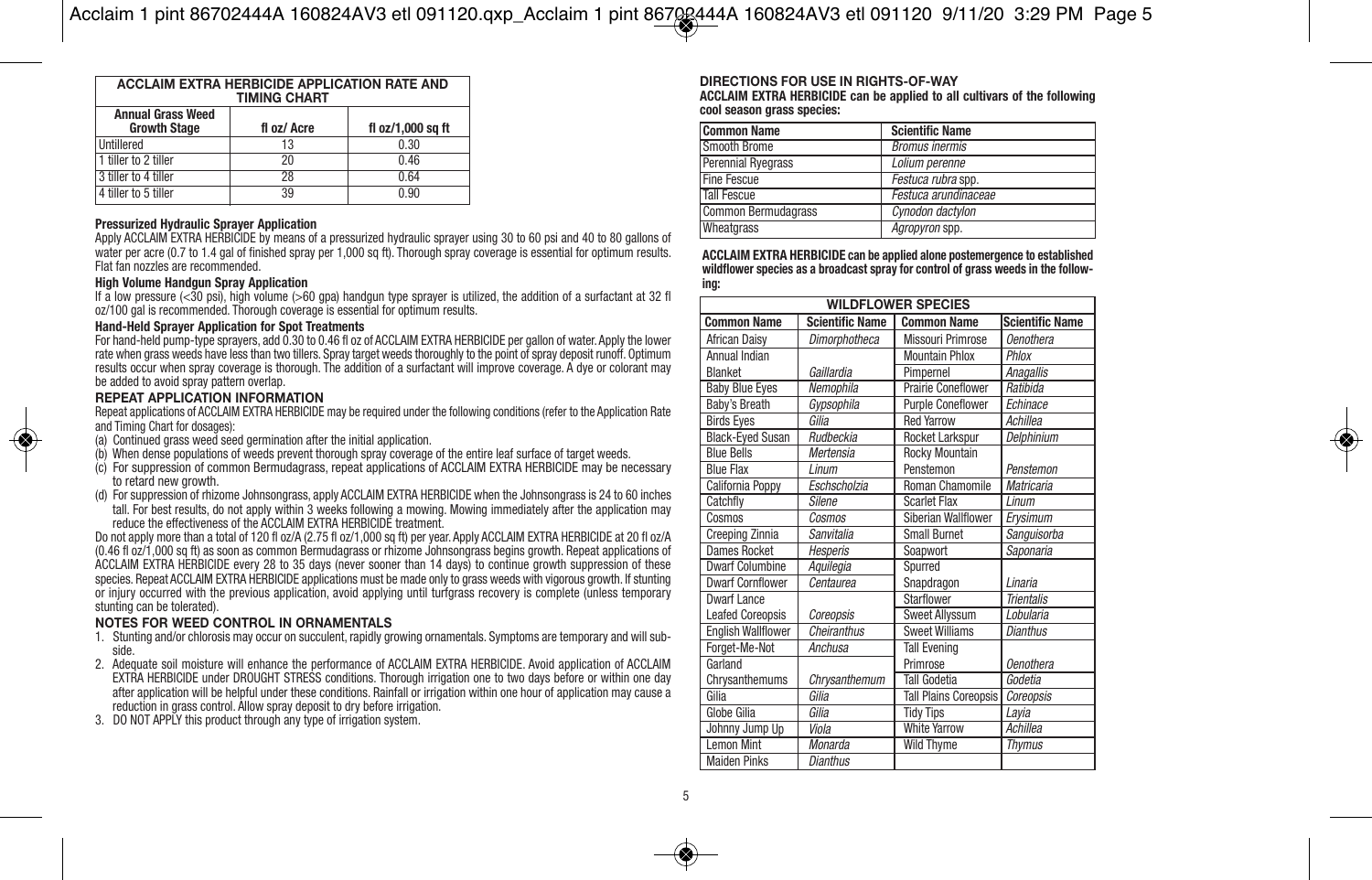| ACCLAIM EXTRA HERBICIDE APPLICATION RATE AND TIMING CHART | | |
|---|---|---|
| **Annual Grass Weed Growth Stage** | **fl oz/ Acre** | **fl oz/1,000 sq ft** |
| Untillered | 13 | 0.30 |
| 1 tiller to 2 tiller | 20 | 0.46 |
| 3 tiller to 4 tiller | 28 | 0.64 |
| 4 tiller to 5 tiller | 39 | 0.90 |

**Pressurized Hydraulic Sprayer Application**

Apply ACCLAIM EXTRA HERBICIDE by means of a pressurized hydraulic sprayer using 30 to 60 psi and 40 to 80 gallons of water per acre (0.7 to 1.4 gal of finished spray per 1,000 sq ft). Thorough spray coverage is essential for optimum results. Flat fan nozzles are recommended.

**High Volume Handgun Spray Application**

If a low pressure (<30 psi), high volume (>60 gpa) handgun type sprayer is utilized, the addition of a surfactant at 32 fl oz/100 gal is recommended. Thorough coverage is essential for optimum results.

**Hand-Held Sprayer Application for Spot Treatments**

For hand-held pump-type sprayers, add 0.30 to 0.46 fl oz of ACCLAIM EXTRA HERBICIDE per gallon of water. Apply the lower rate when grass weeds have less than two tillers. Spray target weeds thoroughly to the point of spray deposit runoff. Optimum results occur when spray coverage is thorough. The addition of a surfactant will improve coverage. A dye or colorant may be added to avoid spray pattern overlap.

**REPEAT APPLICATION INFORMATION**

Repeat applications of ACCLAIM EXTRA HERBICIDE may be required under the following conditions (refer to the Application Rate and Timing Chart for dosages):

(a) Continued grass weed seed germination after the initial application.
(b) When dense populations of weeds prevent thorough spray coverage of the entire leaf surface of target weeds.
(c) For suppression of common Bermudagrass, repeat applications of ACCLAIM EXTRA HERBICIDE may be necessary to retard new growth.
(d) For suppression of rhizome Johnsongrass, apply ACCLAIM EXTRA HERBICIDE when the Johnsongrass is 24 to 60 inches tall. For best results, do not apply within 3 weeks following a mowing. Mowing immediately after the application may reduce the effectiveness of the ACCLAIM EXTRA HERBICIDE treatment.

Do not apply more than a total of 120 fl oz/A (2.75 fl oz/1,000 sq ft) per year. Apply ACCLAIM EXTRA HERBICIDE at 20 fl oz/A (0.46 fl oz/1,000 sq ft) as soon as common Bermudagrass or rhizome Johnsongrass begins growth. Repeat applications of ACCLAIM EXTRA HERBICIDE every 28 to 35 days (never sooner than 14 days) to continue growth suppression of these species. Repeat ACCLAIM EXTRA HERBICIDE applications must be made only to grass weeds with vigorous growth. If stunting or injury occurred with the previous application, avoid applying until turfgrass recovery is complete (unless temporary stunting can be tolerated).

**NOTES FOR WEED CONTROL IN ORNAMENTALS**

1. Stunting and/or chlorosis may occur on succulent, rapidly growing ornamentals. Symptoms are temporary and will subside.
2. Adequate soil moisture will enhance the performance of ACCLAIM EXTRA HERBICIDE. Avoid application of ACCLAIM EXTRA HERBICIDE under DROUGHT STRESS conditions. Thorough irrigation one to two days before or within one day after application will be helpful under these conditions. Rainfall or irrigation within one hour of application may cause a reduction in grass control. Allow spray deposit to dry before irrigation.
3. DO NOT APPLY this product through any type of irrigation system.

**DIRECTIONS FOR USE IN RIGHTS-OF-WAY**

**ACCLAIM EXTRA HERBICIDE can be applied to all cultivars of the following cool season grass species:**

| Common Name | Scientific Name |
|---|---|
| Smooth Brome | *Bromus inermis* |
| Perennial Ryegrass | *Lolium perenne* |
| Fine Fescue | *Festuca rubra* spp. |
| Tall Fescue | *Festuca arundinaceae* |
| Common Bermudagrass | *Cynodon dactylon* |
| Wheatgrass | *Agropyron* spp. |

**ACCLAIM EXTRA HERBICIDE can be applied alone postemergence to established wildflower species as a broadcast spray for control of grass weeds in the following:**

| WILDFLOWER SPECIES | | | |
|---|---|---|---|
| **Common Name** | **Scientific Name** | **Common Name** | **Scientific Name** |
| African Daisy | *Dimorphotheca* | Missouri Primrose | *Oenothera* |
| Annual Indian Blanket | *Gaillardia* | Mountain Phlox | *Phlox* |
| Baby Blue Eyes | *Nemophila* | Pimpernel | *Anagallis* |
| Baby's Breath | *Gypsophila* | Prairie Coneflower | *Ratibida* |
| Birds Eyes | *Gilia* | Purple Coneflower | *Echinace* |
| Black-Eyed Susan | *Rudbeckia* | Red Yarrow | *Achillea* |
| Blue Bells | *Mertensia* | Rocket Larkspur | *Delphinium* |
| Blue Flax | *Linum* | Rocky Mountain Penstemon | *Penstemon* |
| California Poppy | *Eschscholzia* | Roman Chamomile | *Matricaria* |
| Catchfly | *Silene* | Scarlet Flax | *Linum* |
| Cosmos | *Cosmos* | Siberian Wallflower | *Erysimum* |
| Creeping Zinnia | *Sanvitalia* | Small Burnet | *Sanguisorba* |
| Dames Rocket | *Hesperis* | Soapwort | *Saponaria* |
| Dwarf Columbine | *Aquilegia* | Spurred Snapdragon | *Linaria* |
| Dwarf Cornflower | *Centaurea* | Starflower | *Trientalis* |
| Dwarf Lance Leafed Coreopsis | *Coreopsis* | Sweet Allyssum | *Lobularia* |
| English Wallflower | *Cheiranthus* | Sweet Williams | *Dianthus* |
| Forget-Me-Not | *Anchusa* | Tall Evening Primrose | *Oenothera* |
| Garland Chrysanthemums | *Chrysanthemum* | Tall Godetia | *Godetia* |
| Gilia | *Gilia* | Tall Plains Coreopsis | *Coreopsis* |
| Globe Gilia | *Gilia* | Tidy Tips | *Layia* |
| Johnny Jump Up | *Viola* | White Yarrow | *Achillea* |
| Lemon Mint | *Monarda* | Wild Thyme | *Thymus* |
| Maiden Pinks | *Dianthus* | | |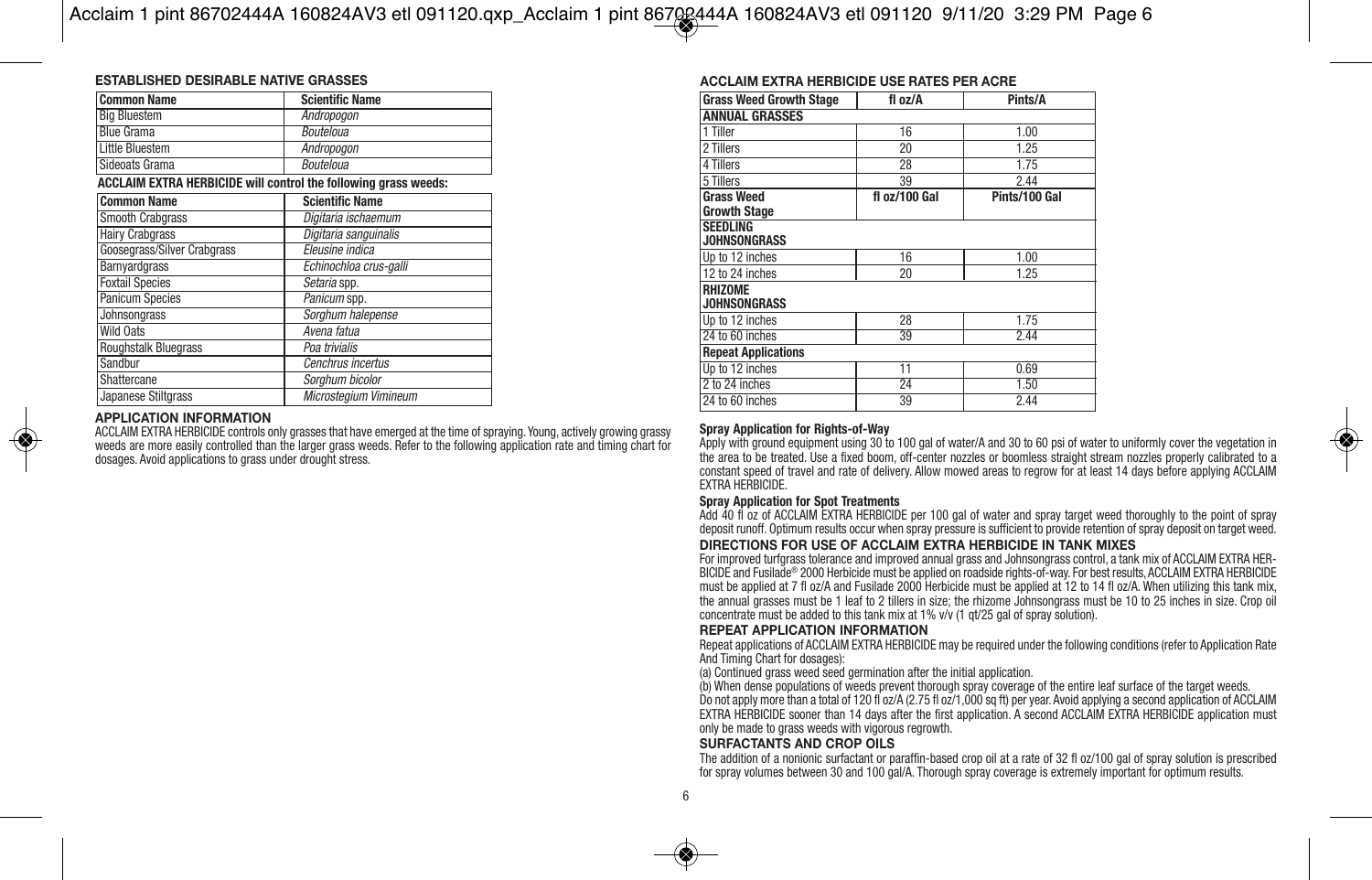### ESTABLISHED DESIRABLE NATIVE GRASSES

| Common Name | Scientific Name |
|---|---|
| Big Bluestem | *Andropogon* |
| Blue Grama | *Bouteloua* |
| Little Bluestem | *Andropogon* |
| Sideoats Grama | *Bouteloua* |

**ACCLAIM EXTRA HERBICIDE will control the following grass weeds:**

| Common Name | Scientific Name |
|---|---|
| Smooth Crabgrass | *Digitaria ischaemum* |
| Hairy Crabgrass | *Digitaria sanguinalis* |
| Goosegrass/Silver Crabgrass | *Eleusine indica* |
| Barnyardgrass | *Echinochloa crus-galli* |
| Foxtail Species | *Setaria* spp. |
| Panicum Species | *Panicum* spp. |
| Johnsongrass | *Sorghum halepense* |
| Wild Oats | *Avena fatua* |
| Roughstalk Bluegrass | *Poa trivialis* |
| Sandbur | *Cenchrus incertus* |
| Shattercane | *Sorghum bicolor* |
| Japanese Stiltgrass | *Microstegium Vimineum* |

### APPLICATION INFORMATION

ACCLAIM EXTRA HERBICIDE controls only grasses that have emerged at the time of spraying. Young, actively growing grassy weeds are more easily controlled than the larger grass weeds. Refer to the following application rate and timing chart for dosages. Avoid applications to grass under drought stress.

### ACCLAIM EXTRA HERBICIDE USE RATES PER ACRE

| Grass Weed Growth Stage | fl oz/A | Pints/A |
|---|---|---|
| **ANNUAL GRASSES** | | |
| 1 Tiller | 16 | 1.00 |
| 2 Tillers | 20 | 1.25 |
| 4 Tillers | 28 | 1.75 |
| 5 Tillers | 39 | 2.44 |
| **Grass Weed Growth Stage** | **fl oz/100 Gal** | **Pints/100 Gal** |
| **SEEDLING JOHNSONGRASS** | | |
| Up to 12 inches | 16 | 1.00 |
| 12 to 24 inches | 20 | 1.25 |
| **RHIZOME JOHNSONGRASS** | | |
| Up to 12 inches | 28 | 1.75 |
| 24 to 60 inches | 39 | 2.44 |
| **Repeat Applications** | | |
| Up to 12 inches | 11 | 0.69 |
| 2 to 24 inches | 24 | 1.50 |
| 24 to 60 inches | 39 | 2.44 |

#### Spray Application for Rights-of-Way

Apply with ground equipment using 30 to 100 gal of water/A and 30 to 60 psi of water to uniformly cover the vegetation in the area to be treated. Use a fixed boom, off-center nozzles or boomless straight stream nozzles properly calibrated to a constant speed of travel and rate of delivery. Allow mowed areas to regrow for at least 14 days before applying ACCLAIM EXTRA HERBICIDE.

#### Spray Application for Spot Treatments

Add 40 fl oz of ACCLAIM EXTRA HERBICIDE per 100 gal of water and spray target weed thoroughly to the point of spray deposit runoff. Optimum results occur when spray pressure is sufficient to provide retention of spray deposit on target weed.

### DIRECTIONS FOR USE OF ACCLAIM EXTRA HERBICIDE IN TANK MIXES

For improved turfgrass tolerance and improved annual grass and Johnsongrass control, a tank mix of ACCLAIM EXTRA HERBICIDE and Fusilade® 2000 Herbicide must be applied on roadside rights-of-way. For best results, ACCLAIM EXTRA HERBICIDE must be applied at 7 fl oz/A and Fusilade 2000 Herbicide must be applied at 12 to 14 fl oz/A. When utilizing this tank mix, the annual grasses must be 1 leaf to 2 tillers in size; the rhizome Johnsongrass must be 10 to 25 inches in size. Crop oil concentrate must be added to this tank mix at 1% v/v (1 qt/25 gal of spray solution).

### REPEAT APPLICATION INFORMATION

Repeat applications of ACCLAIM EXTRA HERBICIDE may be required under the following conditions (refer to Application Rate And Timing Chart for dosages):

(a) Continued grass weed seed germination after the initial application.

(b) When dense populations of weeds prevent thorough spray coverage of the entire leaf surface of the target weeds.

Do not apply more than a total of 120 fl oz/A (2.75 fl oz/1,000 sq ft) per year. Avoid applying a second application of ACCLAIM EXTRA HERBICIDE sooner than 14 days after the first application. A second ACCLAIM EXTRA HERBICIDE application must only be made to grass weeds with vigorous regrowth.

### SURFACTANTS AND CROP OILS

The addition of a nonionic surfactant or paraffin-based crop oil at a rate of 32 fl oz/100 gal of spray solution is prescribed for spray volumes between 30 and 100 gal/A. Thorough spray coverage is extremely important for optimum results.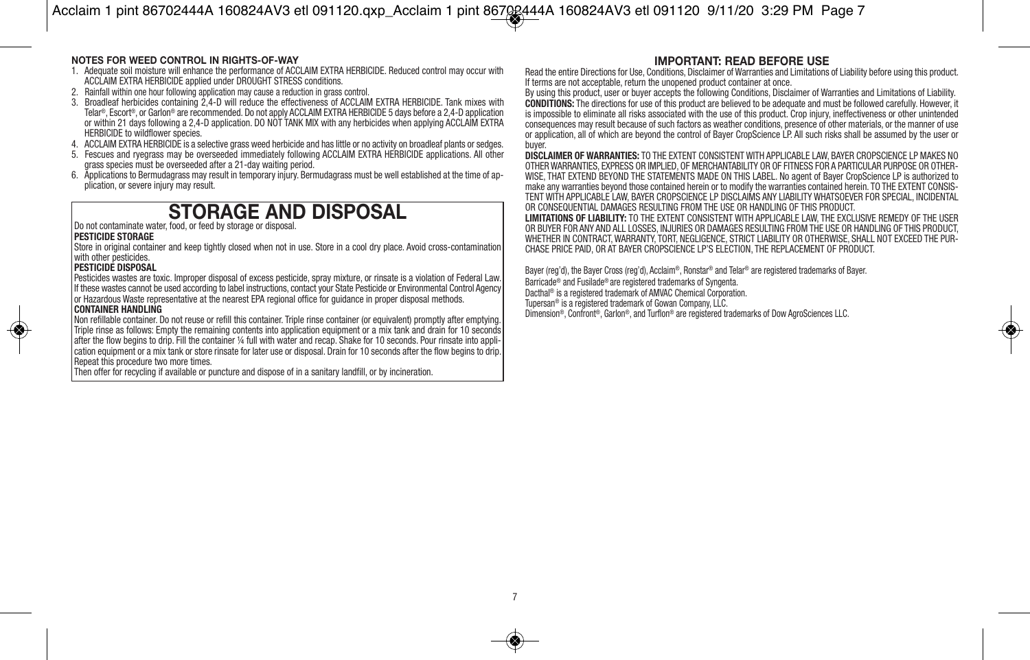#### NOTES FOR WEED CONTROL IN RIGHTS-OF-WAY

1. Adequate soil moisture will enhance the performance of ACCLAIM EXTRA HERBICIDE. Reduced control may occur with ACCLAIM EXTRA HERBICIDE applied under DROUGHT STRESS conditions.
2. Rainfall within one hour following application may cause a reduction in grass control.
3. Broadleaf herbicides containing 2,4-D will reduce the effectiveness of ACCLAIM EXTRA HERBICIDE. Tank mixes with Telar®, Escort®, or Garlon® are recommended. Do not apply ACCLAIM EXTRA HERBICIDE 5 days before a 2,4-D application or within 21 days following a 2,4-D application. DO NOT TANK MIX with any herbicides when applying ACCLAIM EXTRA HERBICIDE to wildflower species.
4. ACCLAIM EXTRA HERBICIDE is a selective grass weed herbicide and has little or no activity on broadleaf plants or sedges.
5. Fescues and ryegrass may be overseeded immediately following ACCLAIM EXTRA HERBICIDE applications. All other grass species must be overseeded after a 21-day waiting period.
6. Applications to Bermudagrass may result in temporary injury. Bermudagrass must be well established at the time of application, or severe injury may result.

# STORAGE AND DISPOSAL

Do not contaminate water, food, or feed by storage or disposal.

**PESTICIDE STORAGE**

Store in original container and keep tightly closed when not in use. Store in a cool dry place. Avoid cross-contamination with other pesticides.

**PESTICIDE DISPOSAL**

Pesticides wastes are toxic. Improper disposal of excess pesticide, spray mixture, or rinsate is a violation of Federal Law. If these wastes cannot be used according to label instructions, contact your State Pesticide or Environmental Control Agency or Hazardous Waste representative at the nearest EPA regional office for guidance in proper disposal methods.

**CONTAINER HANDLING**

Non refillable container. Do not reuse or refill this container. Triple rinse container (or equivalent) promptly after emptying. Triple rinse as follows: Empty the remaining contents into application equipment or a mix tank and drain for 10 seconds after the flow begins to drip. Fill the container ¼ full with water and recap. Shake for 10 seconds. Pour rinsate into application equipment or a mix tank or store rinsate for later use or disposal. Drain for 10 seconds after the flow begins to drip. Repeat this procedure two more times.

Then offer for recycling if available or puncture and dispose of in a sanitary landfill, or by incineration.

## IMPORTANT: READ BEFORE USE

Read the entire Directions for Use, Conditions, Disclaimer of Warranties and Limitations of Liability before using this product. If terms are not acceptable, return the unopened product container at once.

By using this product, user or buyer accepts the following Conditions, Disclaimer of Warranties and Limitations of Liability.

**CONDITIONS:** The directions for use of this product are believed to be adequate and must be followed carefully. However, it is impossible to eliminate all risks associated with the use of this product. Crop injury, ineffectiveness or other unintended consequences may result because of such factors as weather conditions, presence of other materials, or the manner of use or application, all of which are beyond the control of Bayer CropScience LP. All such risks shall be assumed by the user or buyer.

**DISCLAIMER OF WARRANTIES:** TO THE EXTENT CONSISTENT WITH APPLICABLE LAW, BAYER CROPSCIENCE LP MAKES NO OTHER WARRANTIES, EXPRESS OR IMPLIED, OF MERCHANTABILITY OR OF FITNESS FOR A PARTICULAR PURPOSE OR OTHERWISE, THAT EXTEND BEYOND THE STATEMENTS MADE ON THIS LABEL. No agent of Bayer CropScience LP is authorized to make any warranties beyond those contained herein or to modify the warranties contained herein. TO THE EXTENT CONSISTENT WITH APPLICABLE LAW, BAYER CROPSCIENCE LP DISCLAIMS ANY LIABILITY WHATSOEVER FOR SPECIAL, INCIDENTAL OR CONSEQUENTIAL DAMAGES RESULTING FROM THE USE OR HANDLING OF THIS PRODUCT.

**LIMITATIONS OF LIABILITY:** TO THE EXTENT CONSISTENT WITH APPLICABLE LAW, THE EXCLUSIVE REMEDY OF THE USER OR BUYER FOR ANY AND ALL LOSSES, INJURIES OR DAMAGES RESULTING FROM THE USE OR HANDLING OF THIS PRODUCT, WHETHER IN CONTRACT, WARRANTY, TORT, NEGLIGENCE, STRICT LIABILITY OR OTHERWISE, SHALL NOT EXCEED THE PURCHASE PRICE PAID, OR AT BAYER CROPSCIENCE LP'S ELECTION, THE REPLACEMENT OF PRODUCT.

Bayer (reg'd), the Bayer Cross (reg'd), Acclaim®, Ronstar® and Telar® are registered trademarks of Bayer.

Barricade® and Fusilade® are registered trademarks of Syngenta.

Dacthal® is a registered trademark of AMVAC Chemical Corporation.

Tupersan® is a registered trademark of Gowan Company, LLC.

Dimension®, Confront®, Garlon®, and Turflon® are registered trademarks of Dow AgroSciences LLC.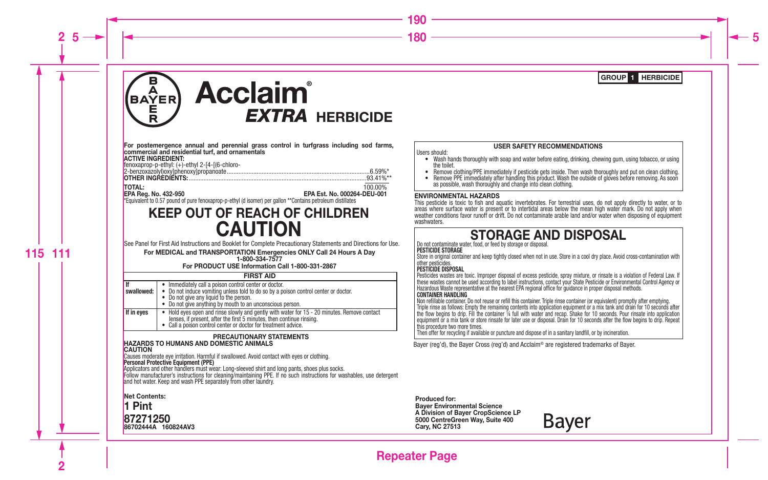GROUP 1 HERBICIDE

# Acclaim® EXTRA HERBICIDE

**For postemergence annual and perennial grass control in turfgrass including sod farms, commercial and residential turf, and ornamentals**

**ACTIVE INGREDIENT:**
fenoxaprop-p-ethyl: (+)-ethyl 2-[4-[(6-chloro-2-benzoxazolyl)oxy]phenoxy]propanoate......6.59%*
**OTHER INGREDIENTS:**......93.41%**
**TOTAL:** 100.00%

**EPA Reg. No. 432-950** **EPA Est. No. 000264-DEU-001**

*Equivalent to 0.57 pound of pure fenoxaprop-p-ethyl (d isomer) per gallon **Contains petroleum distillates

## KEEP OUT OF REACH OF CHILDREN

## CAUTION

See Panel for First Aid Instructions and Booklet for Complete Precautionary Statements and Directions for Use.

**For MEDICAL and TRANSPORTATION Emergencies ONLY Call 24 Hours A Day 1-800-334-7577**

**For PRODUCT USE Information Call 1-800-331-2867**

| FIRST AID | |
|---|---|
| **If swallowed:** | • Immediately call a poison control center or doctor.<br>• Do not induce vomiting unless told to do so by a poison control center or doctor.<br>• Do not give any liquid to the person.<br>• Do not give anything by mouth to an unconscious person. |
| **If in eyes** | • Hold eyes open and rinse slowly and gently with water for 15 - 20 minutes. Remove contact lenses, if present, after the first 5 minutes, then continue rinsing.<br>• Call a poison control center or doctor for treatment advice. |

### PRECAUTIONARY STATEMENTS

**HAZARDS TO HUMANS AND DOMESTIC ANIMALS**

**CAUTION**

Causes moderate eye irritation. Harmful if swallowed. Avoid contact with eyes or clothing.

**Personal Protective Equipment (PPE)**

Applicators and other handlers must wear: Long-sleeved shirt and long pants, shoes plus socks.

Follow manufacturer's instructions for cleaning/maintaining PPE. If no such instructions for washables, use detergent and hot water. Keep and wash PPE separately from other laundry.

**Net Contents:**
**1 Pint**
**87271250**
**86702444A 160824AV3**

### USER SAFETY RECOMMENDATIONS

Users should:

- Wash hands thoroughly with soap and water before eating, drinking, chewing gum, using tobacco, or using the toilet.
- Remove clothing/PPE immediately if pesticide gets inside. Then wash thoroughly and put on clean clothing.
- Remove PPE immediately after handling this product. Wash the outside of gloves before removing. As soon as possible, wash thoroughly and change into clean clothing.

**ENVIRONMENTAL HAZARDS**

This pesticide is toxic to fish and aquatic invertebrates. For terrestrial uses, do not apply directly to water, or to areas where surface water is present or to intertidal areas below the mean high water mark. Do not apply when weather conditions favor runoff or drift. Do not contaminate arable land and/or water when disposing of equipment washwaters.

## STORAGE AND DISPOSAL

Do not contaminate water, food, or feed by storage or disposal.

**PESTICIDE STORAGE**

Store in original container and keep tightly closed when not in use. Store in a cool dry place. Avoid cross-contamination with other pesticides.

**PESTICIDE DISPOSAL**

Pesticides wastes are toxic. Improper disposal of excess pesticide, spray mixture, or rinsate is a violation of Federal Law. If these wastes cannot be used according to label instructions, contact your State Pesticide or Environmental Control Agency or Hazardous Waste representative at the nearest EPA regional office for guidance in proper disposal methods.

**CONTAINER HANDLING**

Non refillable container. Do not reuse or refill this container. Triple rinse container (or equivalent) promptly after emptying. Triple rinse as follows: Empty the remaining contents into application equipment or a mix tank and drain for 10 seconds after the flow begins to drip. Fill the container ¼ full with water and recap. Shake for 10 seconds. Pour rinsate into application equipment or a mix tank or store rinsate for later use or disposal. Drain for 10 seconds after the flow begins to drip. Repeat this procedure two more times.

Then offer for recycling if available or puncture and dispose of in a sanitary landfill, or by incineration.

Bayer (reg'd), the Bayer Cross (reg'd) and Acclaim® are registered trademarks of Bayer.

**Produced for:**
**Bayer Environmental Science**
**A Division of Bayer CropScience LP**
**5000 CentreGreen Way, Suite 400**
**Cary, NC 27513**

Bayer

Repeater Page